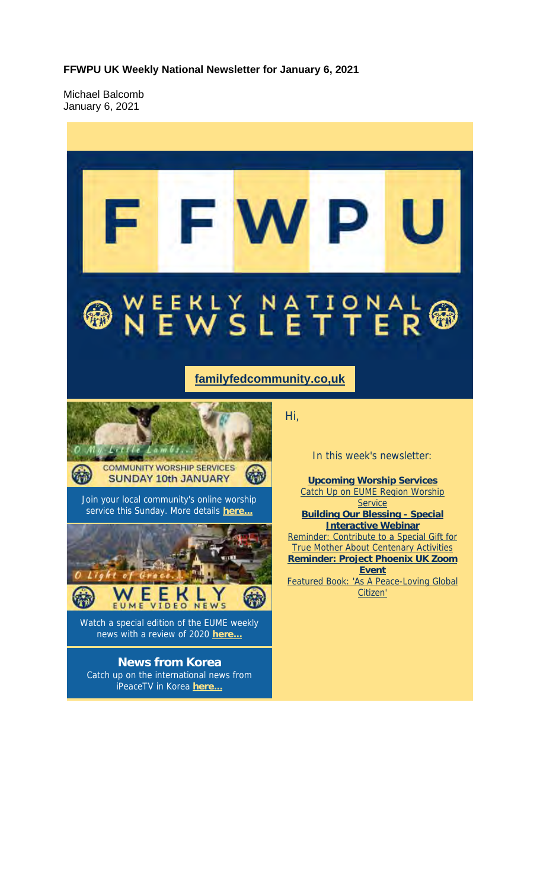**FFWPU UK Weekly National Newsletter for January 6, 2021**

Michael Balcomb
January 6, 2021

# FFWPU

## WEEKLY NATIONAL NEWSLETTER

**familyfedcommunity.co,uk**

O My Little Lambs...

COMMUNITY WORSHIP SERVICES
SUNDAY 10th JANUARY

Join your local community's online worship service this Sunday. More details **here...**

O Light of Grace...

WEEKLY
EUME VIDEO NEWS

Watch a special edition of the EUME weekly news with a review of 2020 **here...**

**News from Korea**
Catch up on the international news from iPeaceTV in Korea **here...**

Hi,

In this week's newsletter:

**Upcoming Worship Services**
Catch Up on EUME Region Worship Service
**Building Our Blessing - Special Interactive Webinar**
Reminder: Contribute to a Special Gift for True Mother About Centenary Activities
**Reminder: Project Phoenix UK Zoom Event**
Featured Book: 'As A Peace-Loving Global Citizen'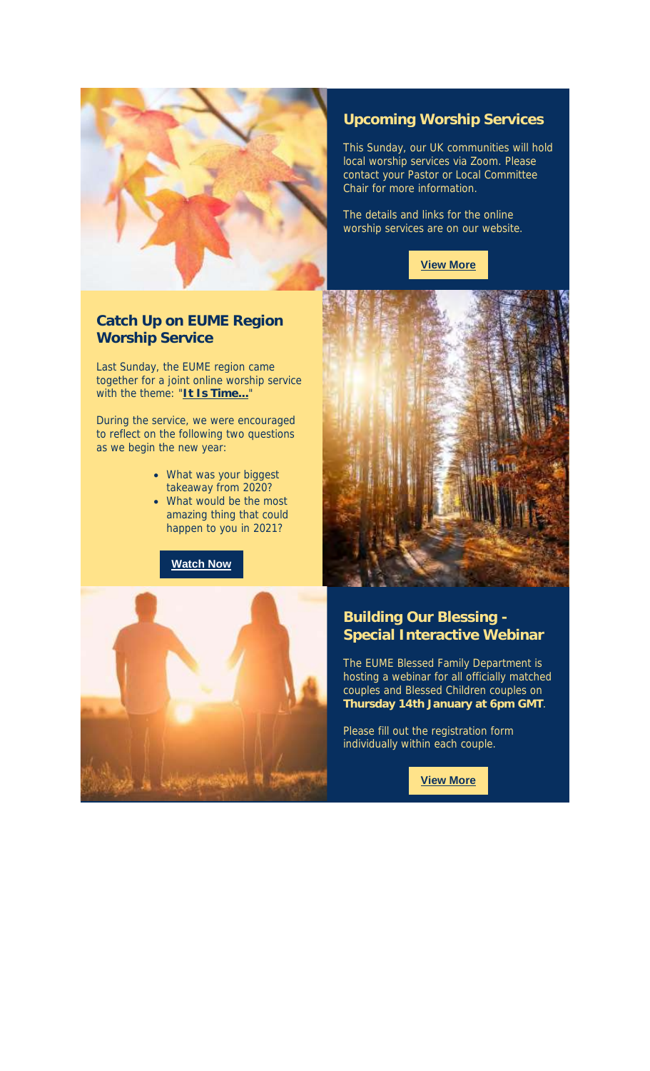## Upcoming Worship Services

This Sunday, our UK communities will hold local worship services via Zoom. Please contact your Pastor or Local Committee Chair for more information.

The details and links for the online worship services are on our website.

**View More**

## Catch Up on EUME Region Worship Service

Last Sunday, the EUME region came together for a joint online worship service with the theme: "**It Is Time...**"

During the service, we were encouraged to reflect on the following two questions as we begin the new year:

- What was your biggest takeaway from 2020?
- What would be the most amazing thing that could happen to you in 2021?

**Watch Now**

## Building Our Blessing - Special Interactive Webinar

The EUME Blessed Family Department is hosting a webinar for all officially matched couples and Blessed Children couples on **Thursday 14th January at 6pm GMT**.

Please fill out the registration form individually within each couple.

**View More**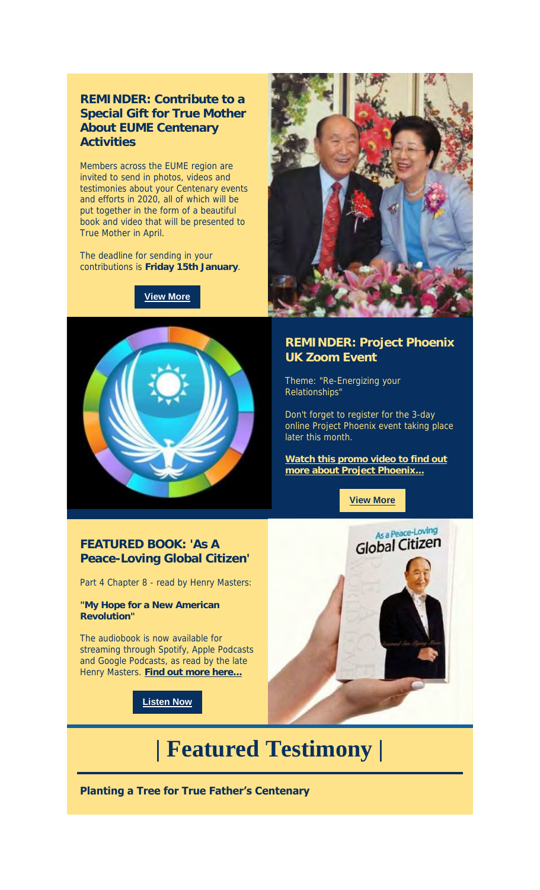## REMINDER: Contribute to a Special Gift for True Mother About EUME Centenary Activities

Members across the EUME region are invited to send in photos, videos and testimonies about your Centenary events and efforts in 2020, all of which will be put together in the form of a beautiful book and video that will be presented to True Mother in April.

The deadline for sending in your contributions is **Friday 15th January**.

**View More**

## REMINDER: Project Phoenix UK Zoom Event

Theme: "Re-Energizing your Relationships"

Don't forget to register for the 3-day online Project Phoenix event taking place later this month.

**Watch this promo video to find out more about Project Phoenix...**

**View More**

## FEATURED BOOK: 'As A Peace-Loving Global Citizen'

Part 4 Chapter 8 - read by Henry Masters:

**"My Hope for a New American Revolution"**

The audiobook is now available for streaming through Spotify, Apple Podcasts and Google Podcasts, as read by the late Henry Masters. **Find out more here...**

**Listen Now**

# | Featured Testimony |

**Planting a Tree for True Father's Centenary**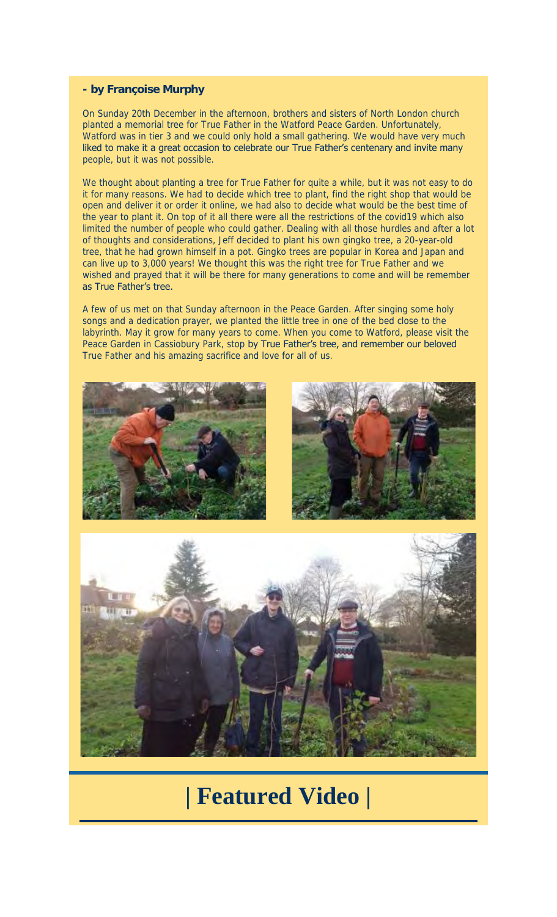**- by Françoise Murphy**

On Sunday 20th December in the afternoon, brothers and sisters of North London church planted a memorial tree for True Father in the Watford Peace Garden. Unfortunately, Watford was in tier 3 and we could only hold a small gathering. We would have very much liked to make it a great occasion to celebrate our True Father's centenary and invite many people, but it was not possible.

We thought about planting a tree for True Father for quite a while, but it was not easy to do it for many reasons. We had to decide which tree to plant, find the right shop that would be open and deliver it or order it online, we had also to decide what would be the best time of the year to plant it. On top of it all there were all the restrictions of the covid19 which also limited the number of people who could gather. Dealing with all those hurdles and after a lot of thoughts and considerations, Jeff decided to plant his own gingko tree, a 20-year-old tree, that he had grown himself in a pot. Gingko trees are popular in Korea and Japan and can live up to 3,000 years! We thought this was the right tree for True Father and we wished and prayed that it will be there for many generations to come and will be remember as True Father's tree.

A few of us met on that Sunday afternoon in the Peace Garden. After singing some holy songs and a dedication prayer, we planted the little tree in one of the bed close to the labyrinth. May it grow for many years to come. When you come to Watford, please visit the Peace Garden in Cassiobury Park, stop by True Father's tree, and remember our beloved True Father and his amazing sacrifice and love for all of us.

# | Featured Video |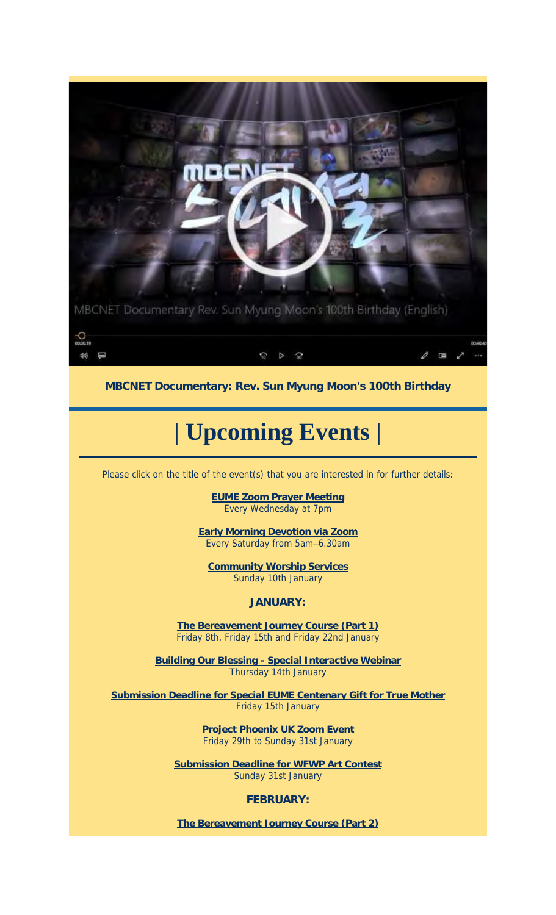**MBCNET Documentary: Rev. Sun Myung Moon's 100th Birthday**

# | Upcoming Events |

Please click on the title of the event(s) that you are interested in for further details:

**EUME Zoom Prayer Meeting**
Every Wednesday at 7pm

**Early Morning Devotion via Zoom**
Every Saturday from 5am–6.30am

**Community Worship Services**
Sunday 10th January

### JANUARY:

**The Bereavement Journey Course (Part 1)**
Friday 8th, Friday 15th and Friday 22nd January

**Building Our Blessing - Special Interactive Webinar**
Thursday 14th January

**Submission Deadline for Special EUME Centenary Gift for True Mother**
Friday 15th January

**Project Phoenix UK Zoom Event**
Friday 29th to Sunday 31st January

**Submission Deadline for WFWP Art Contest**
Sunday 31st January

### FEBRUARY:

**The Bereavement Journey Course (Part 2)**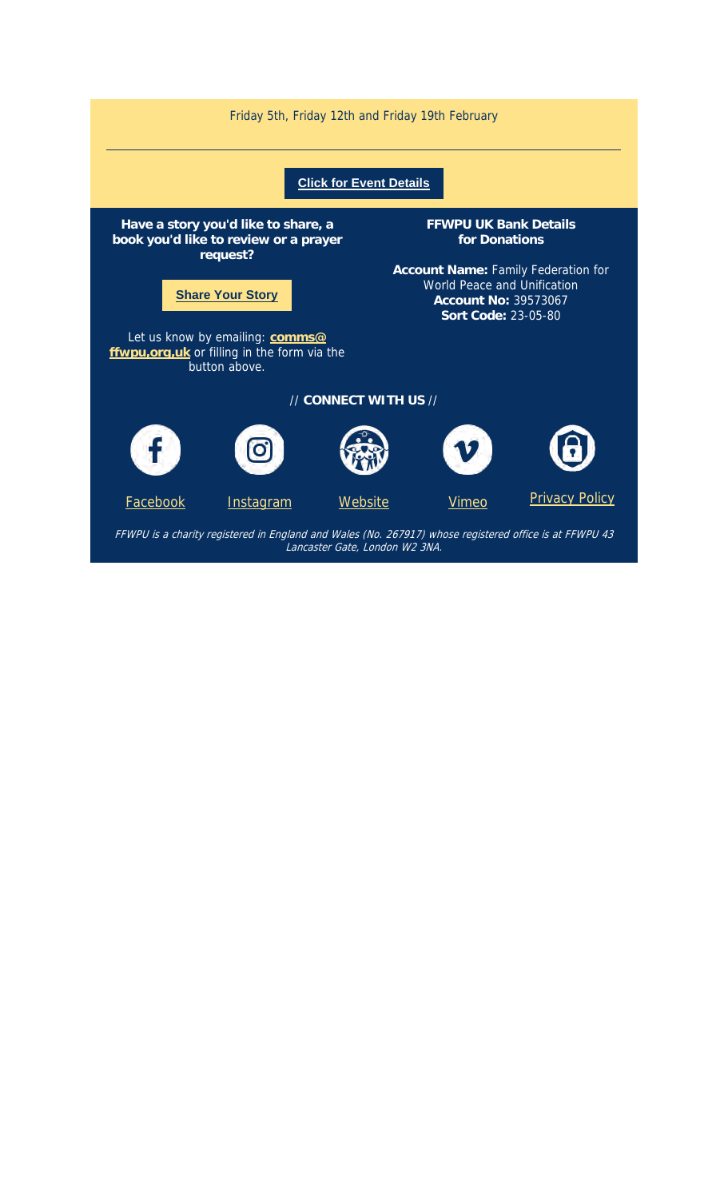Friday 5th, Friday 12th and Friday 19th February

---

**Click for Event Details**

**Have a story you'd like to share, a book you'd like to review or a prayer request?**

**Share Your Story**

Let us know by emailing: **comms@ffwpu,org,uk** or filling in the form via the button above.

**FFWPU UK Bank Details for Donations**

**Account Name:** Family Federation for World Peace and Unification
**Account No:** 39573067
**Sort Code:** 23-05-80

// **CONNECT WITH US** //

Facebook | Instagram | Website | Vimeo | Privacy Policy

*FFWPU is a charity registered in England and Wales (No. 267917) whose registered office is at FFWPU 43 Lancaster Gate, London W2 3NA.*